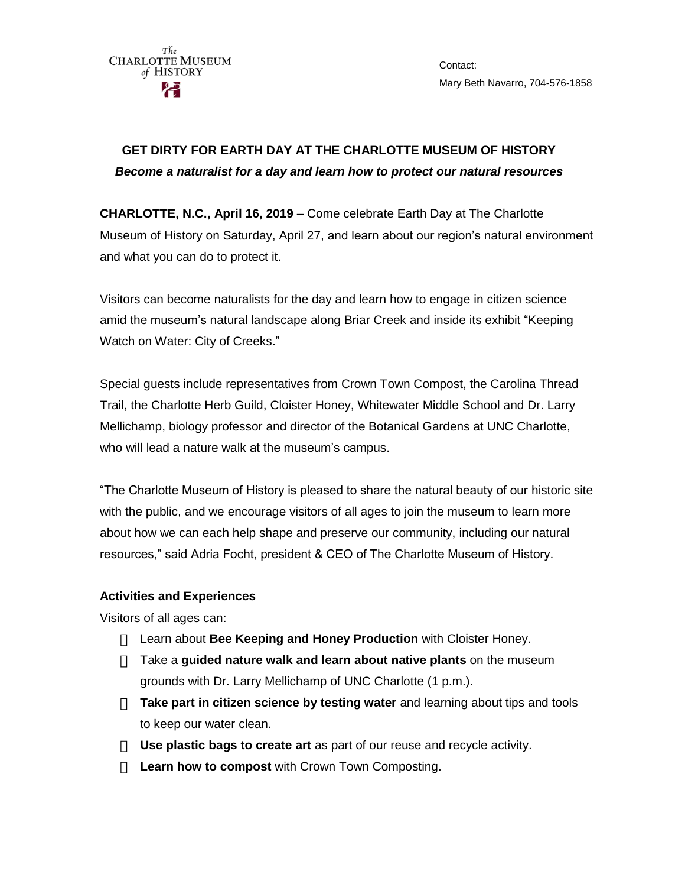The CHARLOTTE MUSEUM of HISTORY

Contact:
Mary Beth Navarro, 704-576-1858

# GET DIRTY FOR EARTH DAY AT THE CHARLOTTE MUSEUM OF HISTORY

***Become a naturalist for a day and learn how to protect our natural resources***

**CHARLOTTE, N.C., April 16, 2019** – Come celebrate Earth Day at The Charlotte Museum of History on Saturday, April 27, and learn about our region's natural environment and what you can do to protect it.

Visitors can become naturalists for the day and learn how to engage in citizen science amid the museum's natural landscape along Briar Creek and inside its exhibit "Keeping Watch on Water: City of Creeks."

Special guests include representatives from Crown Town Compost, the Carolina Thread Trail, the Charlotte Herb Guild, Cloister Honey, Whitewater Middle School and Dr. Larry Mellichamp, biology professor and director of the Botanical Gardens at UNC Charlotte, who will lead a nature walk at the museum's campus.

"The Charlotte Museum of History is pleased to share the natural beauty of our historic site with the public, and we encourage visitors of all ages to join the museum to learn more about how we can each help shape and preserve our community, including our natural resources," said Adria Focht, president & CEO of The Charlotte Museum of History.

## Activities and Experiences

Visitors of all ages can:

- Learn about **Bee Keeping and Honey Production** with Cloister Honey.
- Take a **guided nature walk and learn about native plants** on the museum grounds with Dr. Larry Mellichamp of UNC Charlotte (1 p.m.).
- **Take part in citizen science by testing water** and learning about tips and tools to keep our water clean.
- **Use plastic bags to create art** as part of our reuse and recycle activity.
- **Learn how to compost** with Crown Town Composting.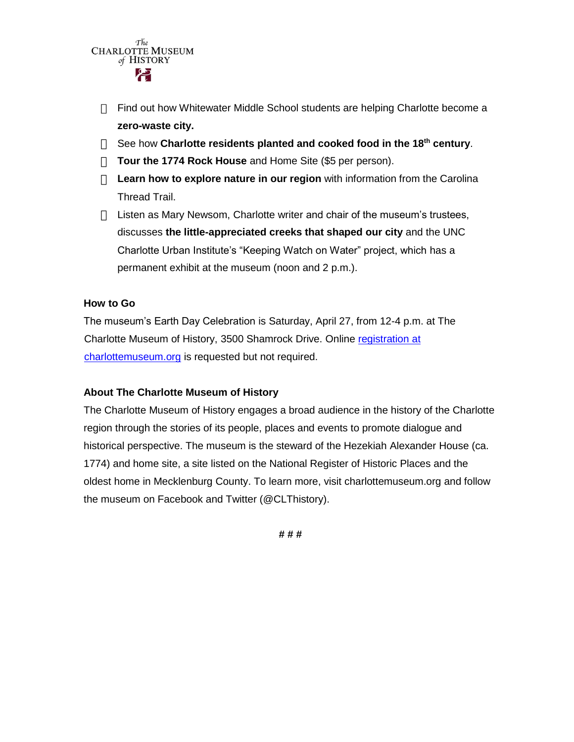- Find out how Whitewater Middle School students are helping Charlotte become a **zero-waste city.**
- See how **Charlotte residents planted and cooked food in the 18th century**.
- **Tour the 1774 Rock House** and Home Site ($5 per person).
- **Learn how to explore nature in our region** with information from the Carolina Thread Trail.
- Listen as Mary Newsom, Charlotte writer and chair of the museum's trustees, discusses **the little-appreciated creeks that shaped our city** and the UNC Charlotte Urban Institute's "Keeping Watch on Water" project, which has a permanent exhibit at the museum (noon and 2 p.m.).

**How to Go**

The museum's Earth Day Celebration is Saturday, April 27, from 12-4 p.m. at The Charlotte Museum of History, 3500 Shamrock Drive. Online registration at charlottemuseum.org is requested but not required.

**About The Charlotte Museum of History**

The Charlotte Museum of History engages a broad audience in the history of the Charlotte region through the stories of its people, places and events to promote dialogue and historical perspective. The museum is the steward of the Hezekiah Alexander House (ca. 1774) and home site, a site listed on the National Register of Historic Places and the oldest home in Mecklenburg County. To learn more, visit charlottemuseum.org and follow the museum on Facebook and Twitter (@CLThistory).

# # #